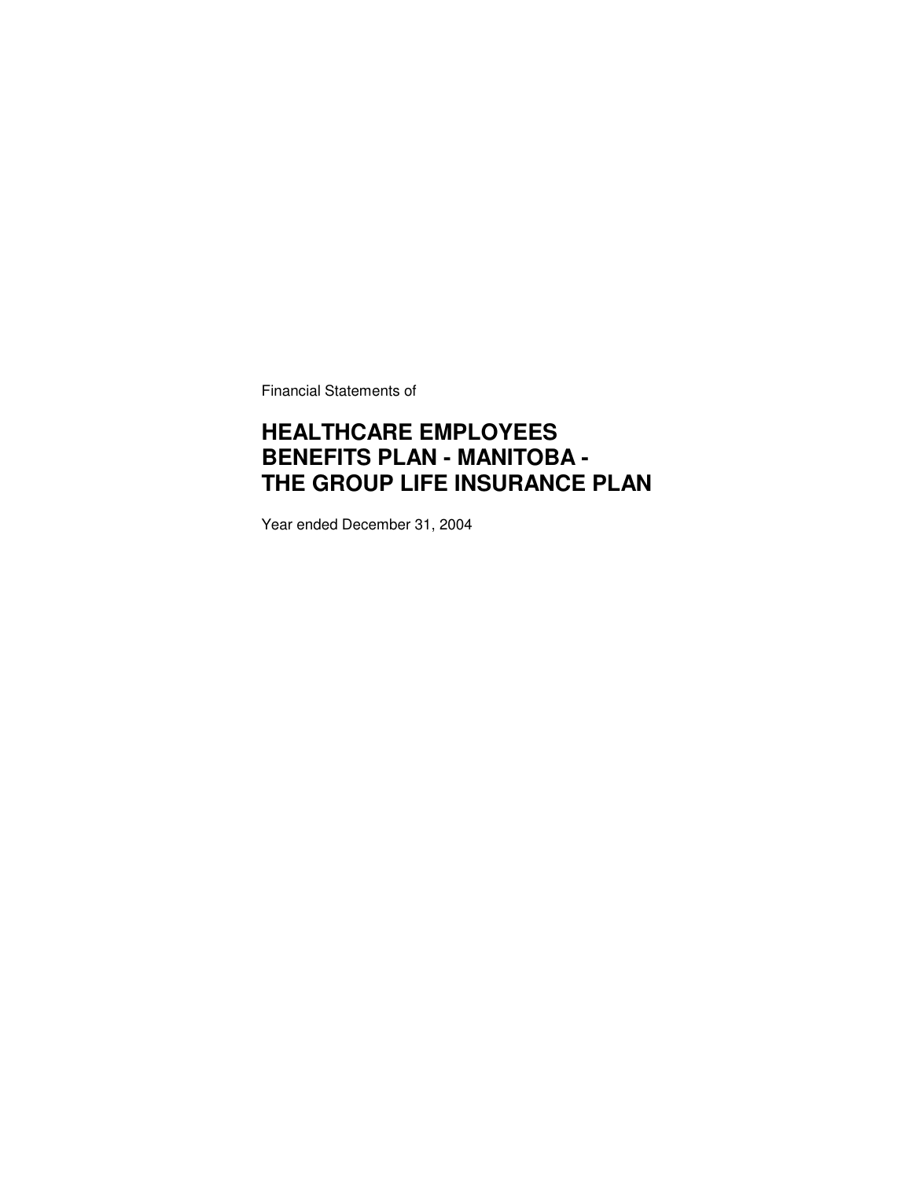Financial Statements of

# HEALTHCARE EMPLOYEES BENEFITS PLAN - MANITOBA - THE GROUP LIFE INSURANCE PLAN

Year ended December 31, 2004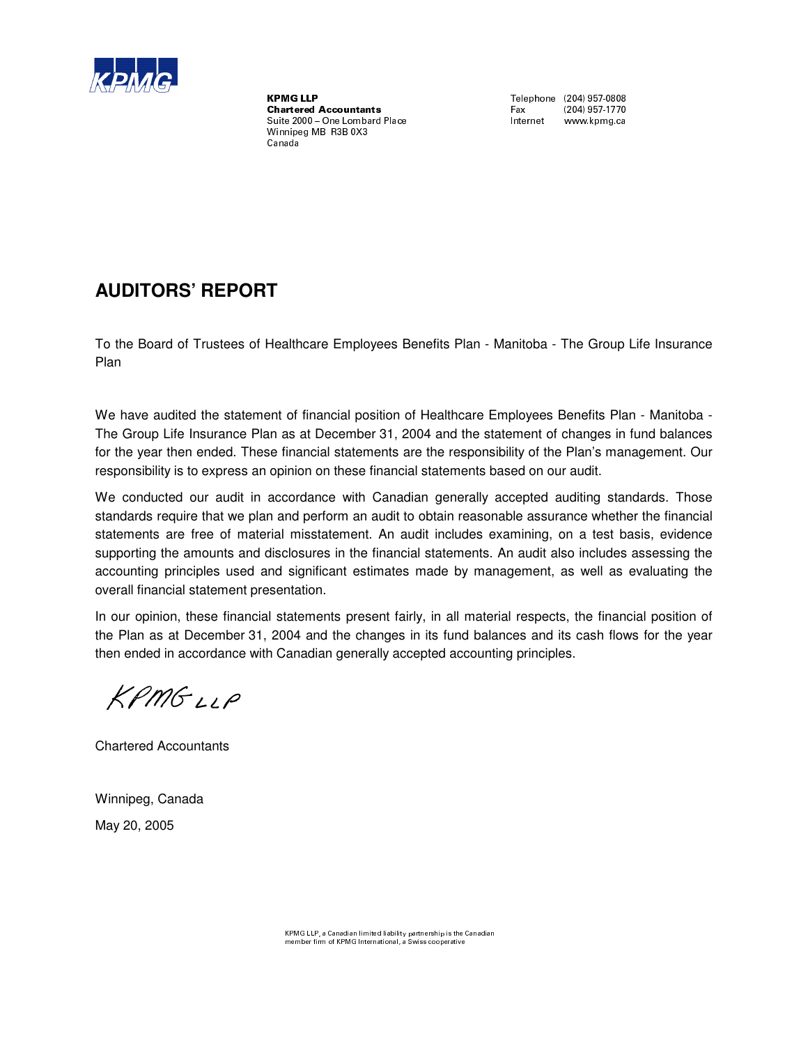**KPMG LLP**
**Chartered Accountants**
Suite 2000 – One Lombard Place
Winnipeg MB R3B 0X3
Canada

Telephone (204) 957-0808
Fax (204) 957-1770
Internet www.kpmg.ca

# AUDITORS' REPORT

To the Board of Trustees of Healthcare Employees Benefits Plan - Manitoba - The Group Life Insurance Plan

We have audited the statement of financial position of Healthcare Employees Benefits Plan - Manitoba - The Group Life Insurance Plan as at December 31, 2004 and the statement of changes in fund balances for the year then ended. These financial statements are the responsibility of the Plan's management. Our responsibility is to express an opinion on these financial statements based on our audit.

We conducted our audit in accordance with Canadian generally accepted auditing standards. Those standards require that we plan and perform an audit to obtain reasonable assurance whether the financial statements are free of material misstatement. An audit includes examining, on a test basis, evidence supporting the amounts and disclosures in the financial statements. An audit also includes assessing the accounting principles used and significant estimates made by management, as well as evaluating the overall financial statement presentation.

In our opinion, these financial statements present fairly, in all material respects, the financial position of the Plan as at December 31, 2004 and the changes in its fund balances and its cash flows for the year then ended in accordance with Canadian generally accepted accounting principles.

KPMG LLP

Chartered Accountants

Winnipeg, Canada

May 20, 2005

KPMG LLP, a Canadian limited liability partnership is the Canadian member firm of KPMG International, a Swiss cooperative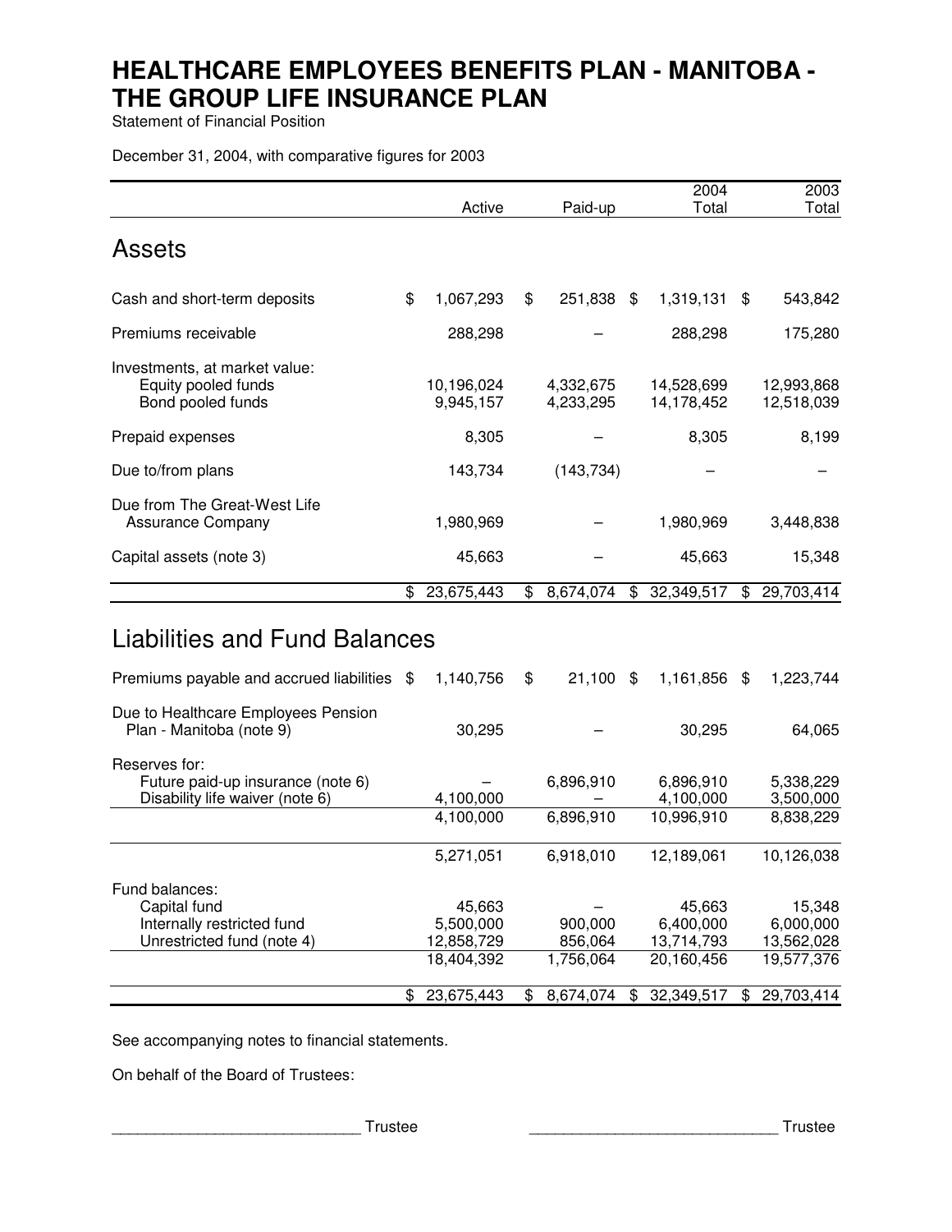# HEALTHCARE EMPLOYEES BENEFITS PLAN - MANITOBA - THE GROUP LIFE INSURANCE PLAN

Statement of Financial Position

December 31, 2004, with comparative figures for 2003

| | Active | Paid-up | 2004 Total | 2003 Total |
|---|---|---|---|---|
| **Assets** | | | | |
| Cash and short-term deposits | $ 1,067,293 | $ 251,838 | $ 1,319,131 | $ 543,842 |
| Premiums receivable | 288,298 | – | 288,298 | 175,280 |
| Investments, at market value: | | | | |
| Equity pooled funds | 10,196,024 | 4,332,675 | 14,528,699 | 12,993,868 |
| Bond pooled funds | 9,945,157 | 4,233,295 | 14,178,452 | 12,518,039 |
| Prepaid expenses | 8,305 | – | 8,305 | 8,199 |
| Due to/from plans | 143,734 | (143,734) | – | – |
| Due from The Great-West Life Assurance Company | 1,980,969 | – | 1,980,969 | 3,448,838 |
| Capital assets (note 3) | 45,663 | – | 45,663 | 15,348 |
| | $ 23,675,443 | $ 8,674,074 | $ 32,349,517 | $ 29,703,414 |
| **Liabilities and Fund Balances** | | | | |
| Premiums payable and accrued liabilities | $ 1,140,756 | $ 21,100 | $ 1,161,856 | $ 1,223,744 |
| Due to Healthcare Employees Pension Plan - Manitoba (note 9) | 30,295 | – | 30,295 | 64,065 |
| Reserves for: | | | | |
| Future paid-up insurance (note 6) | – | 6,896,910 | 6,896,910 | 5,338,229 |
| Disability life waiver (note 6) | 4,100,000 | – | 4,100,000 | 3,500,000 |
| | 4,100,000 | 6,896,910 | 10,996,910 | 8,838,229 |
| | 5,271,051 | 6,918,010 | 12,189,061 | 10,126,038 |
| Fund balances: | | | | |
| Capital fund | 45,663 | – | 45,663 | 15,348 |
| Internally restricted fund | 5,500,000 | 900,000 | 6,400,000 | 6,000,000 |
| Unrestricted fund (note 4) | 12,858,729 | 856,064 | 13,714,793 | 13,562,028 |
| | 18,404,392 | 1,756,064 | 20,160,456 | 19,577,376 |
| | $ 23,675,443 | $ 8,674,074 | $ 32,349,517 | $ 29,703,414 |

See accompanying notes to financial statements.

On behalf of the Board of Trustees:

\_\_\_\_\_\_\_\_\_\_\_\_\_\_\_\_\_\_\_\_\_\_\_\_\_\_\_\_ Trustee

\_\_\_\_\_\_\_\_\_\_\_\_\_\_\_\_\_\_\_\_\_\_\_\_\_\_\_\_ Trustee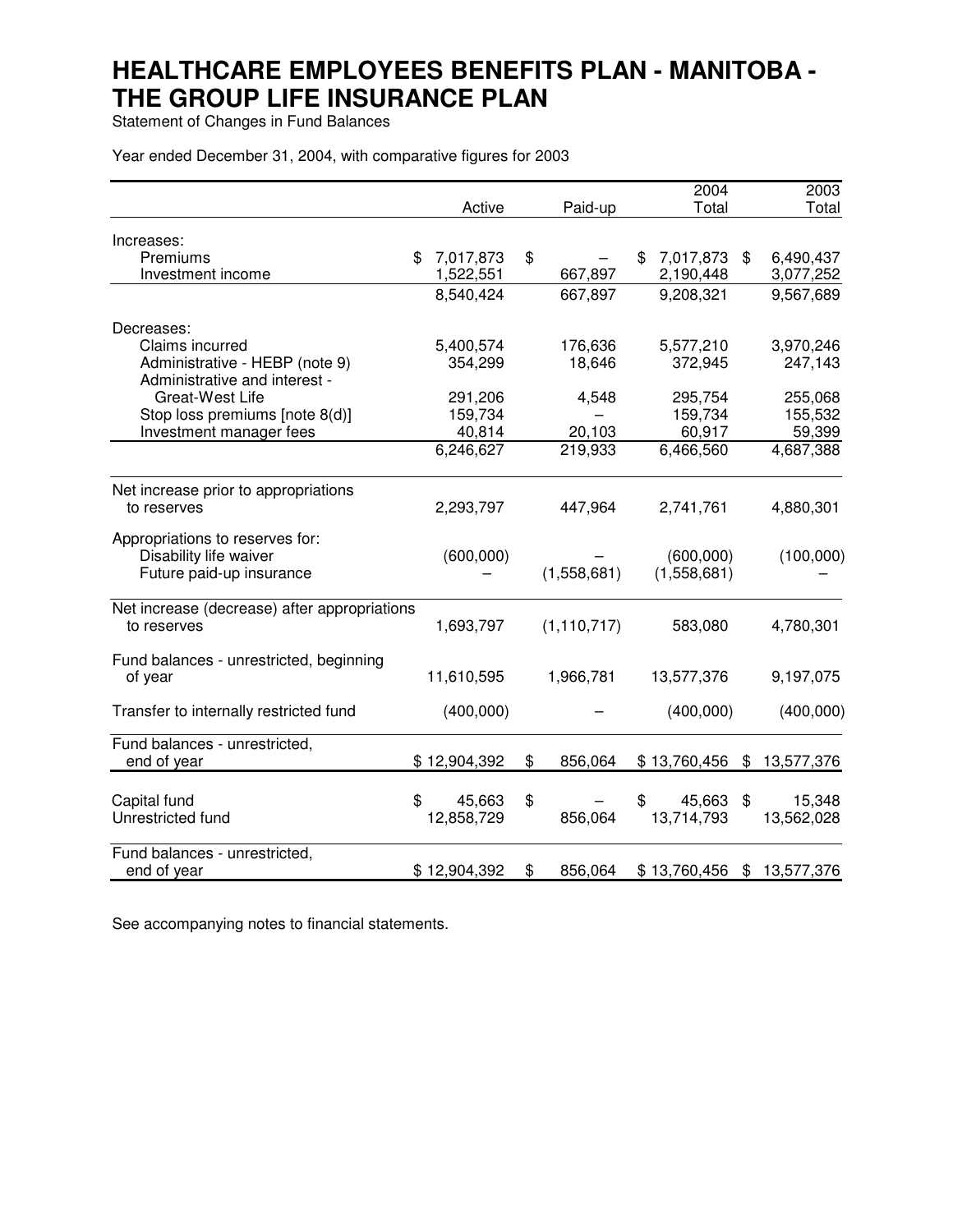# HEALTHCARE EMPLOYEES BENEFITS PLAN - MANITOBA - THE GROUP LIFE INSURANCE PLAN

Statement of Changes in Fund Balances

Year ended December 31, 2004, with comparative figures for 2003

| | Active | Paid-up | 2004 Total | 2003 Total |
|---|---|---|---|---|
| Increases: | | | | |
| Premiums | $ 7,017,873 | $ – | $ 7,017,873 | $ 6,490,437 |
| Investment income | 1,522,551 | 667,897 | 2,190,448 | 3,077,252 |
| | 8,540,424 | 667,897 | 9,208,321 | 9,567,689 |
| Decreases: | | | | |
| Claims incurred | 5,400,574 | 176,636 | 5,577,210 | 3,970,246 |
| Administrative - HEBP (note 9) | 354,299 | 18,646 | 372,945 | 247,143 |
| Administrative and interest - Great-West Life | 291,206 | 4,548 | 295,754 | 255,068 |
| Stop loss premiums [note 8(d)] | 159,734 | – | 159,734 | 155,532 |
| Investment manager fees | 40,814 | 20,103 | 60,917 | 59,399 |
| | 6,246,627 | 219,933 | 6,466,560 | 4,687,388 |
| Net increase prior to appropriations to reserves | 2,293,797 | 447,964 | 2,741,761 | 4,880,301 |
| Appropriations to reserves for: | | | | |
| Disability life waiver | (600,000) | – | (600,000) | (100,000) |
| Future paid-up insurance | – | (1,558,681) | (1,558,681) | – |
| Net increase (decrease) after appropriations to reserves | 1,693,797 | (1,110,717) | 583,080 | 4,780,301 |
| Fund balances - unrestricted, beginning of year | 11,610,595 | 1,966,781 | 13,577,376 | 9,197,075 |
| Transfer to internally restricted fund | (400,000) | – | (400,000) | (400,000) |
| Fund balances - unrestricted, end of year | $ 12,904,392 | $ 856,064 | $ 13,760,456 | $ 13,577,376 |
| Capital fund | $ 45,663 | $ – | $ 45,663 | $ 15,348 |
| Unrestricted fund | 12,858,729 | 856,064 | 13,714,793 | 13,562,028 |
| Fund balances - unrestricted, end of year | $ 12,904,392 | $ 856,064 | $ 13,760,456 | $ 13,577,376 |

See accompanying notes to financial statements.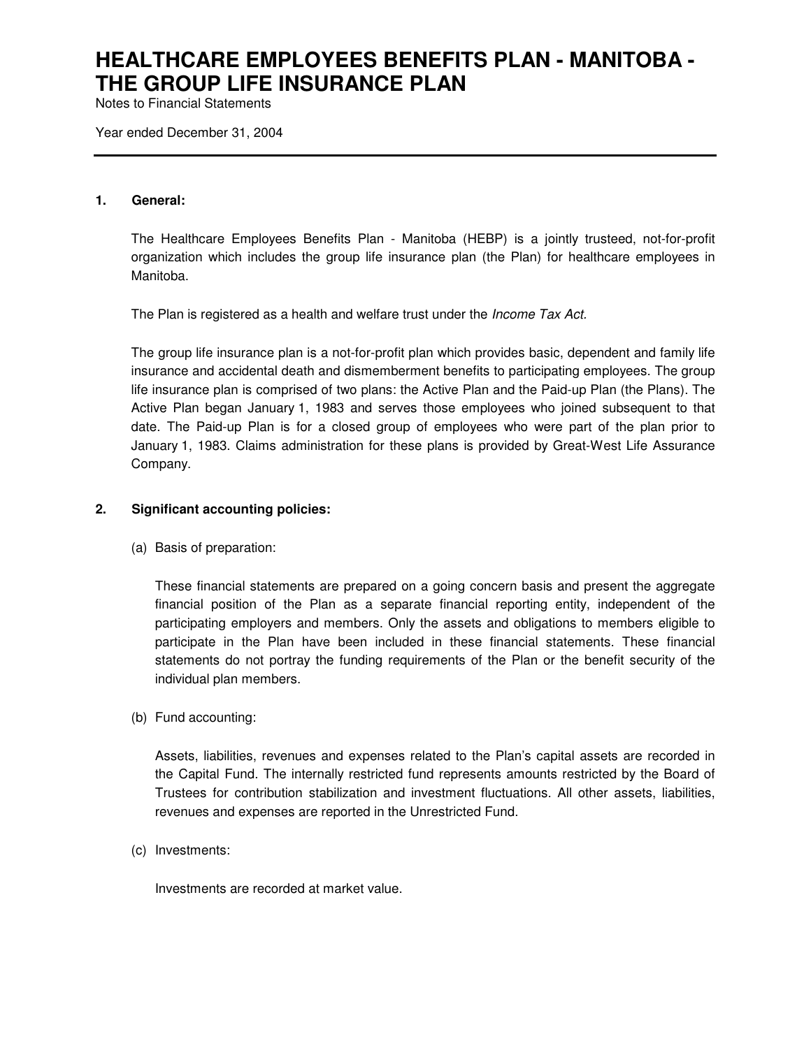# HEALTHCARE EMPLOYEES BENEFITS PLAN - MANITOBA - THE GROUP LIFE INSURANCE PLAN

Notes to Financial Statements

Year ended December 31, 2004

---

**1. General:**

The Healthcare Employees Benefits Plan - Manitoba (HEBP) is a jointly trusteed, not-for-profit organization which includes the group life insurance plan (the Plan) for healthcare employees in Manitoba.

The Plan is registered as a health and welfare trust under the *Income Tax Act.*

The group life insurance plan is a not-for-profit plan which provides basic, dependent and family life insurance and accidental death and dismemberment benefits to participating employees. The group life insurance plan is comprised of two plans: the Active Plan and the Paid-up Plan (the Plans). The Active Plan began January 1, 1983 and serves those employees who joined subsequent to that date. The Paid-up Plan is for a closed group of employees who were part of the plan prior to January 1, 1983. Claims administration for these plans is provided by Great-West Life Assurance Company.

**2. Significant accounting policies:**

(a) Basis of preparation:

These financial statements are prepared on a going concern basis and present the aggregate financial position of the Plan as a separate financial reporting entity, independent of the participating employers and members. Only the assets and obligations to members eligible to participate in the Plan have been included in these financial statements. These financial statements do not portray the funding requirements of the Plan or the benefit security of the individual plan members.

(b) Fund accounting:

Assets, liabilities, revenues and expenses related to the Plan's capital assets are recorded in the Capital Fund. The internally restricted fund represents amounts restricted by the Board of Trustees for contribution stabilization and investment fluctuations. All other assets, liabilities, revenues and expenses are reported in the Unrestricted Fund.

(c) Investments:

Investments are recorded at market value.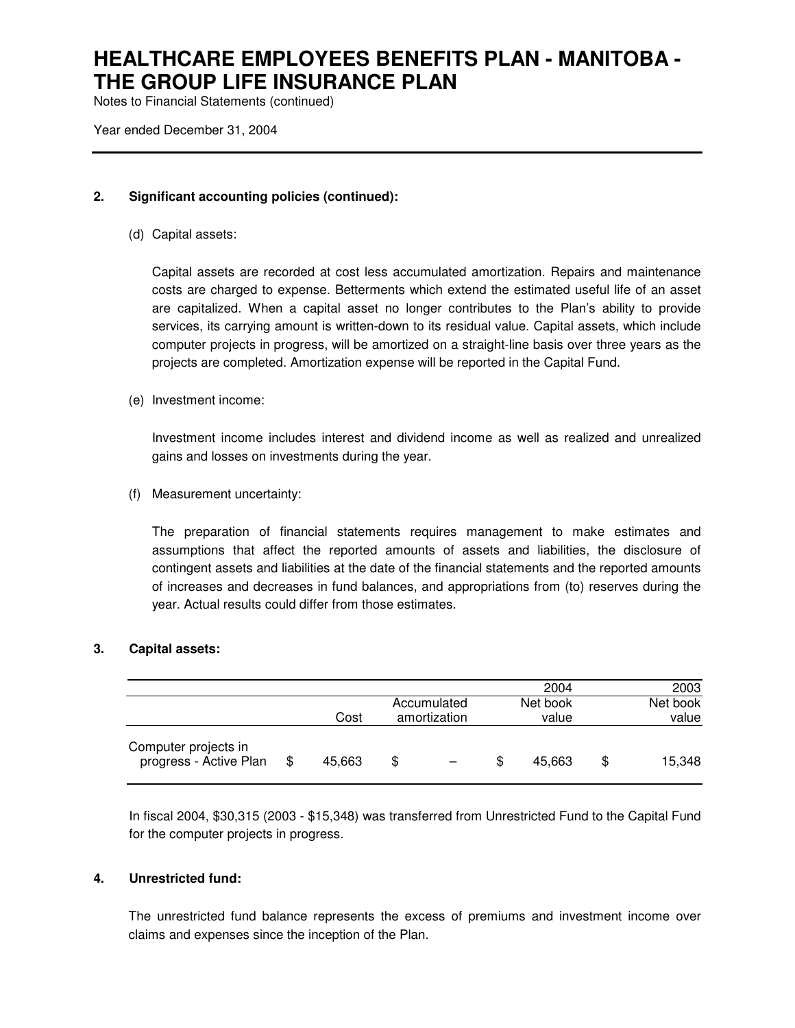# HEALTHCARE EMPLOYEES BENEFITS PLAN - MANITOBA - THE GROUP LIFE INSURANCE PLAN

Notes to Financial Statements (continued)

Year ended December 31, 2004

**2. Significant accounting policies (continued):**

(d) Capital assets:

Capital assets are recorded at cost less accumulated amortization. Repairs and maintenance costs are charged to expense. Betterments which extend the estimated useful life of an asset are capitalized. When a capital asset no longer contributes to the Plan's ability to provide services, its carrying amount is written-down to its residual value. Capital assets, which include computer projects in progress, will be amortized on a straight-line basis over three years as the projects are completed. Amortization expense will be reported in the Capital Fund.

(e) Investment income:

Investment income includes interest and dividend income as well as realized and unrealized gains and losses on investments during the year.

(f) Measurement uncertainty:

The preparation of financial statements requires management to make estimates and assumptions that affect the reported amounts of assets and liabilities, the disclosure of contingent assets and liabilities at the date of the financial statements and the reported amounts of increases and decreases in fund balances, and appropriations from (to) reserves during the year. Actual results could differ from those estimates.

**3. Capital assets:**

| | | | 2004 | 2003 |
|---|---|---|---|---|
| | Cost | Accumulated amortization | Net book value | Net book value |
| Computer projects in progress - Active Plan | $ 45,663 | $ – | $ 45,663 | $ 15,348 |

In fiscal 2004, $30,315 (2003 - $15,348) was transferred from Unrestricted Fund to the Capital Fund for the computer projects in progress.

**4. Unrestricted fund:**

The unrestricted fund balance represents the excess of premiums and investment income over claims and expenses since the inception of the Plan.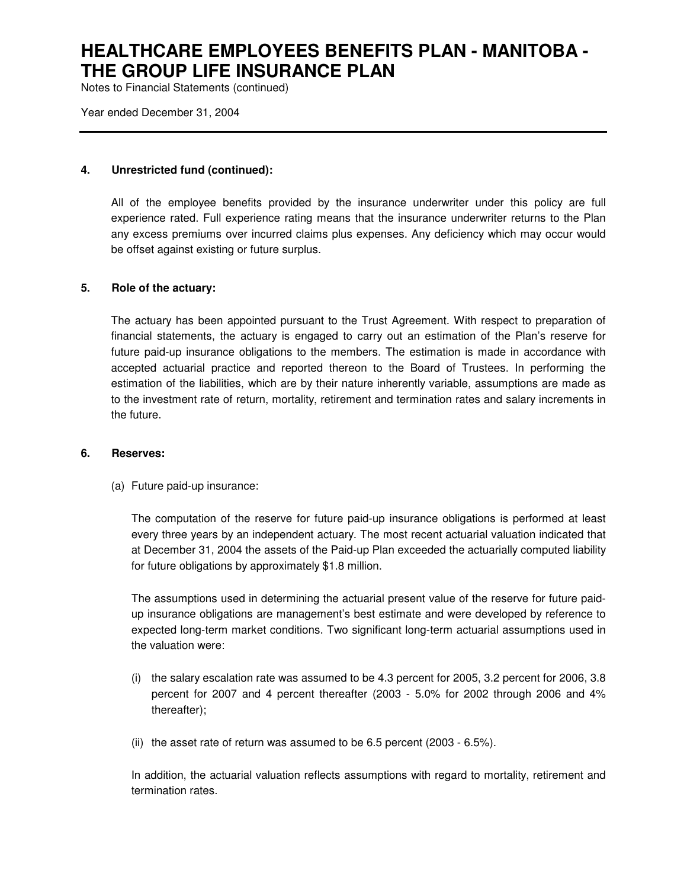#### 4. Unrestricted fund (continued):

All of the employee benefits provided by the insurance underwriter under this policy are full experience rated. Full experience rating means that the insurance underwriter returns to the Plan any excess premiums over incurred claims plus expenses. Any deficiency which may occur would be offset against existing or future surplus.

#### 5. Role of the actuary:

The actuary has been appointed pursuant to the Trust Agreement. With respect to preparation of financial statements, the actuary is engaged to carry out an estimation of the Plan's reserve for future paid-up insurance obligations to the members. The estimation is made in accordance with accepted actuarial practice and reported thereon to the Board of Trustees. In performing the estimation of the liabilities, which are by their nature inherently variable, assumptions are made as to the investment rate of return, mortality, retirement and termination rates and salary increments in the future.

#### 6. Reserves:

(a) Future paid-up insurance:

The computation of the reserve for future paid-up insurance obligations is performed at least every three years by an independent actuary. The most recent actuarial valuation indicated that at December 31, 2004 the assets of the Paid-up Plan exceeded the actuarially computed liability for future obligations by approximately $1.8 million.

The assumptions used in determining the actuarial present value of the reserve for future paid-up insurance obligations are management's best estimate and were developed by reference to expected long-term market conditions. Two significant long-term actuarial assumptions used in the valuation were:

(i) the salary escalation rate was assumed to be 4.3 percent for 2005, 3.2 percent for 2006, 3.8 percent for 2007 and 4 percent thereafter (2003 - 5.0% for 2002 through 2006 and 4% thereafter);

(ii) the asset rate of return was assumed to be 6.5 percent (2003 - 6.5%).

In addition, the actuarial valuation reflects assumptions with regard to mortality, retirement and termination rates.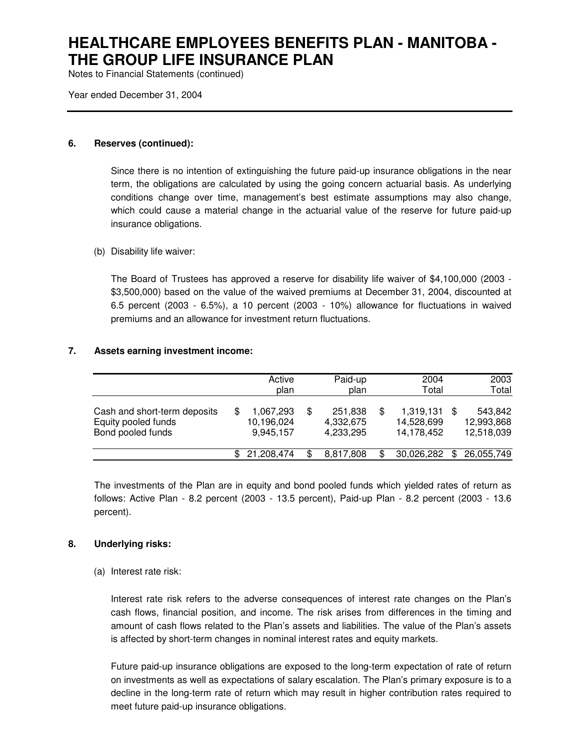# HEALTHCARE EMPLOYEES BENEFITS PLAN - MANITOBA - THE GROUP LIFE INSURANCE PLAN

Notes to Financial Statements (continued)

Year ended December 31, 2004

## 6. Reserves (continued):

Since there is no intention of extinguishing the future paid-up insurance obligations in the near term, the obligations are calculated by using the going concern actuarial basis. As underlying conditions change over time, management's best estimate assumptions may also change, which could cause a material change in the actuarial value of the reserve for future paid-up insurance obligations.

(b) Disability life waiver:

The Board of Trustees has approved a reserve for disability life waiver of $4,100,000 (2003 - $3,500,000) based on the value of the waived premiums at December 31, 2004, discounted at 6.5 percent (2003 - 6.5%), a 10 percent (2003 - 10%) allowance for fluctuations in waived premiums and an allowance for investment return fluctuations.

## 7. Assets earning investment income:

| | Active plan | Paid-up plan | 2004 Total | 2003 Total |
|---|---|---|---|---|
| Cash and short-term deposits | $ 1,067,293 | $ 251,838 | $ 1,319,131 | $ 543,842 |
| Equity pooled funds | 10,196,024 | 4,332,675 | 14,528,699 | 12,993,868 |
| Bond pooled funds | 9,945,157 | 4,233,295 | 14,178,452 | 12,518,039 |
| | $ 21,208,474 | $ 8,817,808 | $ 30,026,282 | $ 26,055,749 |

The investments of the Plan are in equity and bond pooled funds which yielded rates of return as follows: Active Plan - 8.2 percent (2003 - 13.5 percent), Paid-up Plan - 8.2 percent (2003 - 13.6 percent).

## 8. Underlying risks:

(a) Interest rate risk:

Interest rate risk refers to the adverse consequences of interest rate changes on the Plan's cash flows, financial position, and income. The risk arises from differences in the timing and amount of cash flows related to the Plan's assets and liabilities. The value of the Plan's assets is affected by short-term changes in nominal interest rates and equity markets.

Future paid-up insurance obligations are exposed to the long-term expectation of rate of return on investments as well as expectations of salary escalation. The Plan's primary exposure is to a decline in the long-term rate of return which may result in higher contribution rates required to meet future paid-up insurance obligations.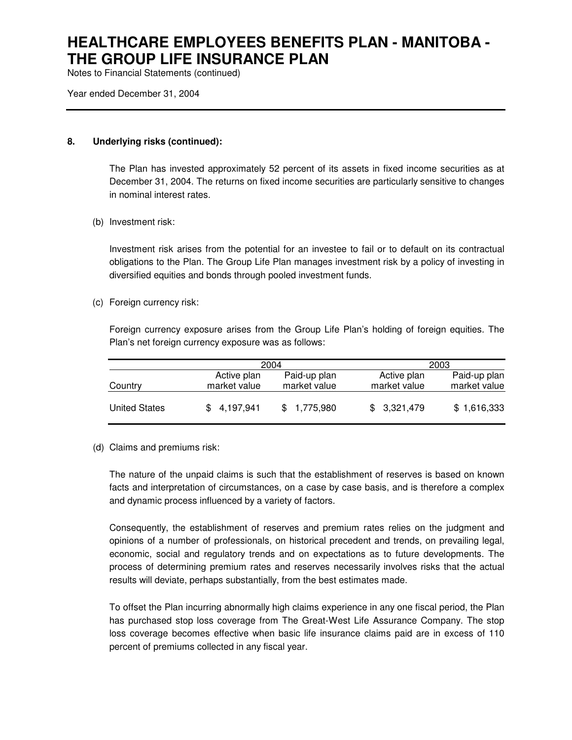### 8. Underlying risks (continued):

The Plan has invested approximately 52 percent of its assets in fixed income securities as at December 31, 2004. The returns on fixed income securities are particularly sensitive to changes in nominal interest rates.

(b) Investment risk:

Investment risk arises from the potential for an investee to fail or to default on its contractual obligations to the Plan. The Group Life Plan manages investment risk by a policy of investing in diversified equities and bonds through pooled investment funds.

(c) Foreign currency risk:

Foreign currency exposure arises from the Group Life Plan's holding of foreign equities. The Plan's net foreign currency exposure was as follows:

| | 2004 | | 2003 | |
|---|---|---|---|---|
| Country | Active plan market value | Paid-up plan market value | Active plan market value | Paid-up plan market value |
| United States | $ 4,197,941 | $ 1,775,980 | $ 3,321,479 | $ 1,616,333 |

(d) Claims and premiums risk:

The nature of the unpaid claims is such that the establishment of reserves is based on known facts and interpretation of circumstances, on a case by case basis, and is therefore a complex and dynamic process influenced by a variety of factors.

Consequently, the establishment of reserves and premium rates relies on the judgment and opinions of a number of professionals, on historical precedent and trends, on prevailing legal, economic, social and regulatory trends and on expectations as to future developments. The process of determining premium rates and reserves necessarily involves risks that the actual results will deviate, perhaps substantially, from the best estimates made.

To offset the Plan incurring abnormally high claims experience in any one fiscal period, the Plan has purchased stop loss coverage from The Great-West Life Assurance Company. The stop loss coverage becomes effective when basic life insurance claims paid are in excess of 110 percent of premiums collected in any fiscal year.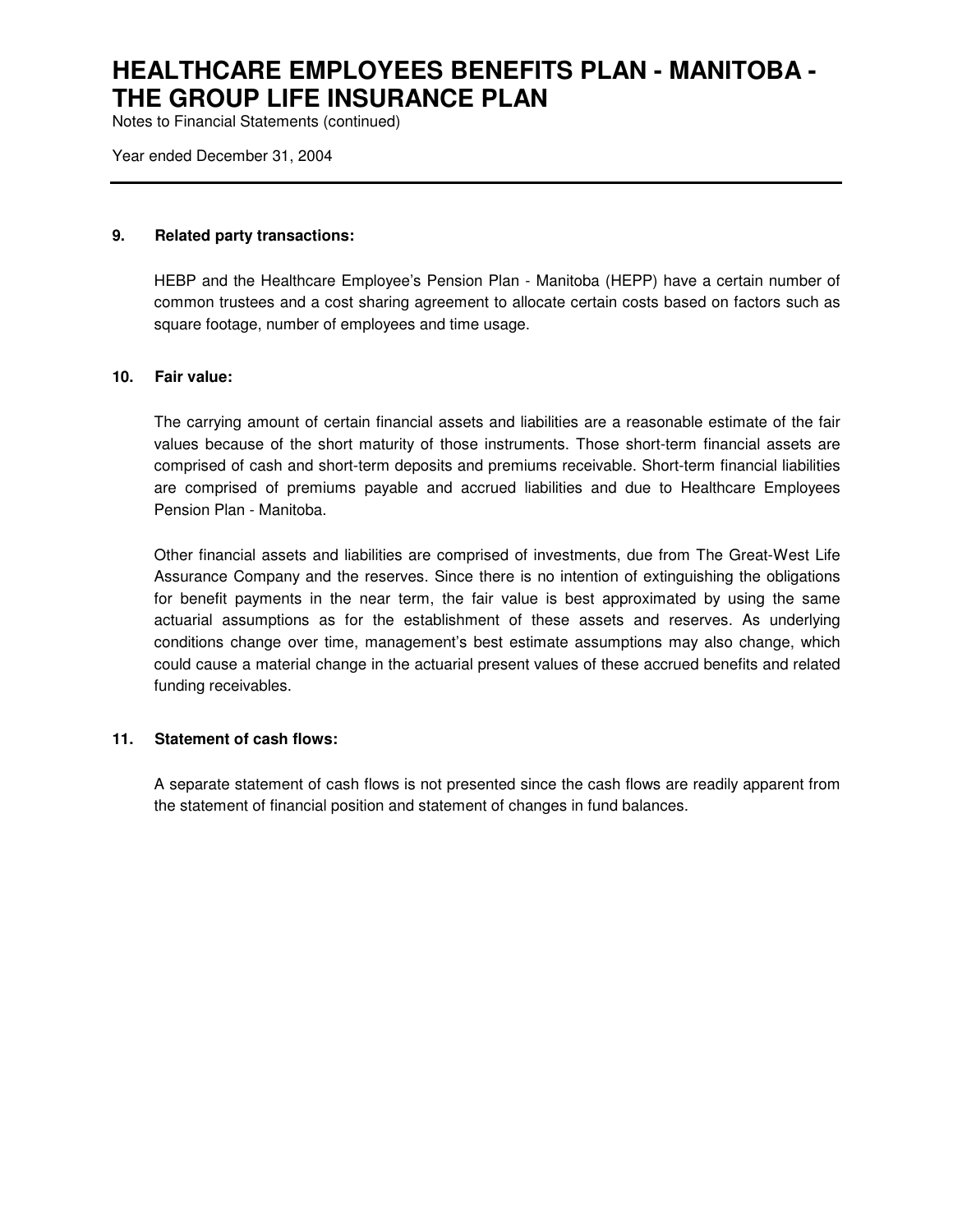### 9. Related party transactions:

HEBP and the Healthcare Employee's Pension Plan - Manitoba (HEPP) have a certain number of common trustees and a cost sharing agreement to allocate certain costs based on factors such as square footage, number of employees and time usage.

### 10. Fair value:

The carrying amount of certain financial assets and liabilities are a reasonable estimate of the fair values because of the short maturity of those instruments. Those short-term financial assets are comprised of cash and short-term deposits and premiums receivable. Short-term financial liabilities are comprised of premiums payable and accrued liabilities and due to Healthcare Employees Pension Plan - Manitoba.

Other financial assets and liabilities are comprised of investments, due from The Great-West Life Assurance Company and the reserves. Since there is no intention of extinguishing the obligations for benefit payments in the near term, the fair value is best approximated by using the same actuarial assumptions as for the establishment of these assets and reserves. As underlying conditions change over time, management's best estimate assumptions may also change, which could cause a material change in the actuarial present values of these accrued benefits and related funding receivables.

### 11. Statement of cash flows:

A separate statement of cash flows is not presented since the cash flows are readily apparent from the statement of financial position and statement of changes in fund balances.